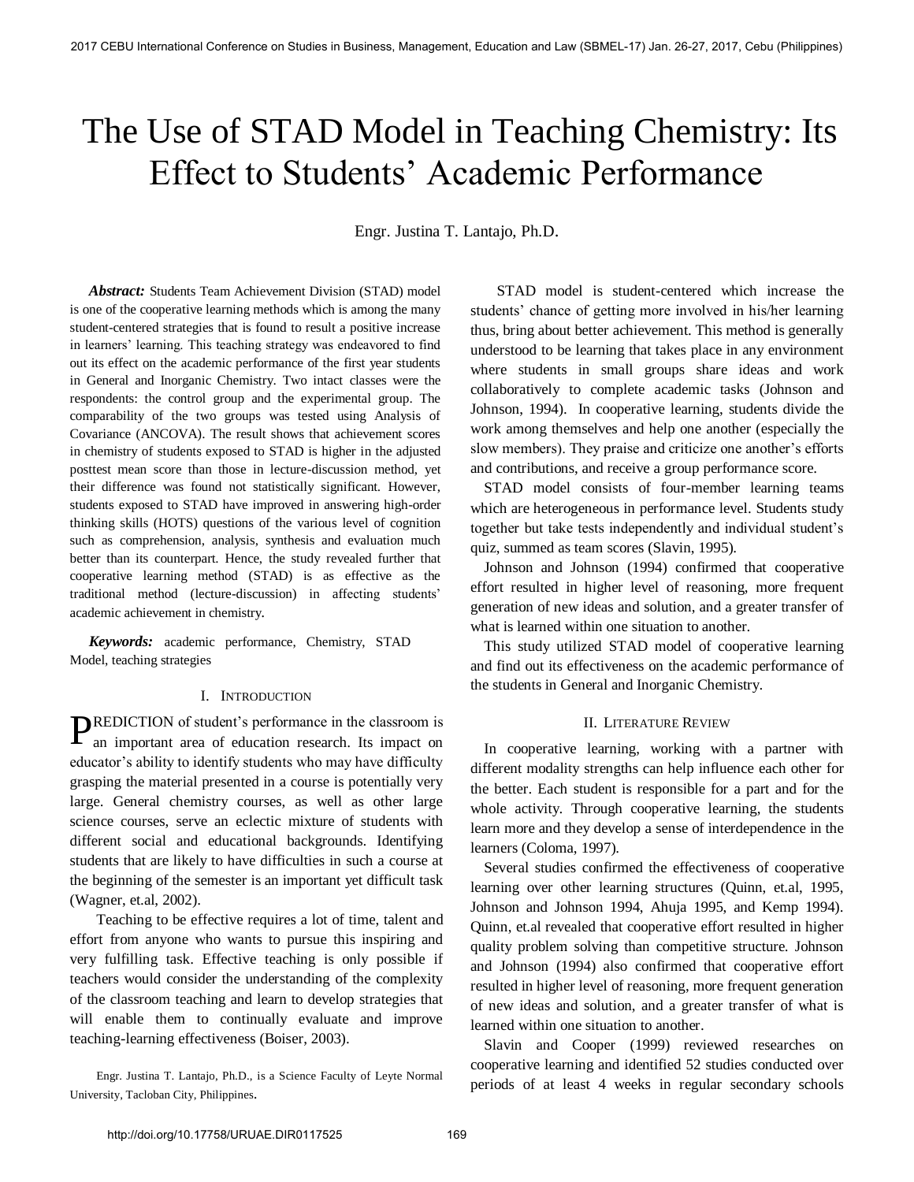# The Use of STAD Model in Teaching Chemistry: Its Effect to Students' Academic Performance

Engr. Justina T. Lantajo, Ph.D.

***Abstract:*** Students Team Achievement Division (STAD) model is one of the cooperative learning methods which is among the many student-centered strategies that is found to result a positive increase in learners' learning. This teaching strategy was endeavored to find out its effect on the academic performance of the first year students in General and Inorganic Chemistry. Two intact classes were the respondents: the control group and the experimental group. The comparability of the two groups was tested using Analysis of Covariance (ANCOVA). The result shows that achievement scores in chemistry of students exposed to STAD is higher in the adjusted posttest mean score than those in lecture-discussion method, yet their difference was found not statistically significant. However, students exposed to STAD have improved in answering high-order thinking skills (HOTS) questions of the various level of cognition such as comprehension, analysis, synthesis and evaluation much better than its counterpart. Hence, the study revealed further that cooperative learning method (STAD) is as effective as the traditional method (lecture-discussion) in affecting students' academic achievement in chemistry.

***Keywords:*** academic performance, Chemistry, STAD Model, teaching strategies

## I. Introduction

PREDICTION of student's performance in the classroom is an important area of education research. Its impact on educator's ability to identify students who may have difficulty grasping the material presented in a course is potentially very large. General chemistry courses, as well as other large science courses, serve an eclectic mixture of students with different social and educational backgrounds. Identifying students that are likely to have difficulties in such a course at the beginning of the semester is an important yet difficult task (Wagner, et.al, 2002).

Teaching to be effective requires a lot of time, talent and effort from anyone who wants to pursue this inspiring and very fulfilling task. Effective teaching is only possible if teachers would consider the understanding of the complexity of the classroom teaching and learn to develop strategies that will enable them to continually evaluate and improve teaching-learning effectiveness (Boiser, 2003).

Engr. Justina T. Lantajo, Ph.D., is a Science Faculty of Leyte Normal University, Tacloban City, Philippines.

STAD model is student-centered which increase the students' chance of getting more involved in his/her learning thus, bring about better achievement. This method is generally understood to be learning that takes place in any environment where students in small groups share ideas and work collaboratively to complete academic tasks (Johnson and Johnson, 1994). In cooperative learning, students divide the work among themselves and help one another (especially the slow members). They praise and criticize one another's efforts and contributions, and receive a group performance score.

STAD model consists of four-member learning teams which are heterogeneous in performance level. Students study together but take tests independently and individual student's quiz, summed as team scores (Slavin, 1995).

Johnson and Johnson (1994) confirmed that cooperative effort resulted in higher level of reasoning, more frequent generation of new ideas and solution, and a greater transfer of what is learned within one situation to another.

This study utilized STAD model of cooperative learning and find out its effectiveness on the academic performance of the students in General and Inorganic Chemistry.

## II. Literature Review

In cooperative learning, working with a partner with different modality strengths can help influence each other for the better. Each student is responsible for a part and for the whole activity. Through cooperative learning, the students learn more and they develop a sense of interdependence in the learners (Coloma, 1997).

Several studies confirmed the effectiveness of cooperative learning over other learning structures (Quinn, et.al, 1995, Johnson and Johnson 1994, Ahuja 1995, and Kemp 1994). Quinn, et.al revealed that cooperative effort resulted in higher quality problem solving than competitive structure. Johnson and Johnson (1994) also confirmed that cooperative effort resulted in higher level of reasoning, more frequent generation of new ideas and solution, and a greater transfer of what is learned within one situation to another.

Slavin and Cooper (1999) reviewed researches on cooperative learning and identified 52 studies conducted over periods of at least 4 weeks in regular secondary schools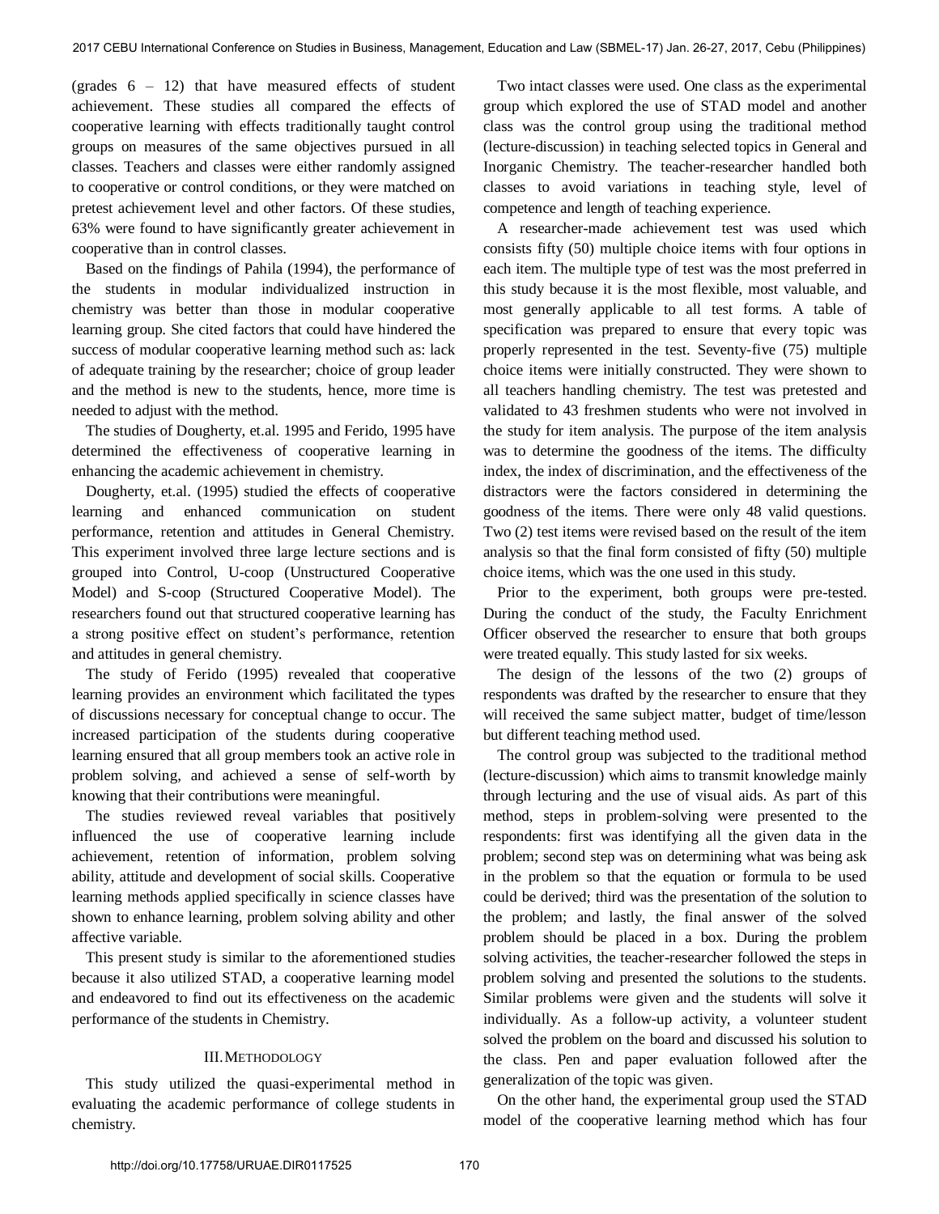(grades 6 – 12) that have measured effects of student achievement. These studies all compared the effects of cooperative learning with effects traditionally taught control groups on measures of the same objectives pursued in all classes. Teachers and classes were either randomly assigned to cooperative or control conditions, or they were matched on pretest achievement level and other factors. Of these studies, 63% were found to have significantly greater achievement in cooperative than in control classes.

Based on the findings of Pahila (1994), the performance of the students in modular individualized instruction in chemistry was better than those in modular cooperative learning group. She cited factors that could have hindered the success of modular cooperative learning method such as: lack of adequate training by the researcher; choice of group leader and the method is new to the students, hence, more time is needed to adjust with the method.

The studies of Dougherty, et.al. 1995 and Ferido, 1995 have determined the effectiveness of cooperative learning in enhancing the academic achievement in chemistry.

Dougherty, et.al. (1995) studied the effects of cooperative learning and enhanced communication on student performance, retention and attitudes in General Chemistry. This experiment involved three large lecture sections and is grouped into Control, U-coop (Unstructured Cooperative Model) and S-coop (Structured Cooperative Model). The researchers found out that structured cooperative learning has a strong positive effect on student's performance, retention and attitudes in general chemistry.

The study of Ferido (1995) revealed that cooperative learning provides an environment which facilitated the types of discussions necessary for conceptual change to occur. The increased participation of the students during cooperative learning ensured that all group members took an active role in problem solving, and achieved a sense of self-worth by knowing that their contributions were meaningful.

The studies reviewed reveal variables that positively influenced the use of cooperative learning include achievement, retention of information, problem solving ability, attitude and development of social skills. Cooperative learning methods applied specifically in science classes have shown to enhance learning, problem solving ability and other affective variable.

This present study is similar to the aforementioned studies because it also utilized STAD, a cooperative learning model and endeavored to find out its effectiveness on the academic performance of the students in Chemistry.

## III. Methodology

This study utilized the quasi-experimental method in evaluating the academic performance of college students in chemistry.

Two intact classes were used. One class as the experimental group which explored the use of STAD model and another class was the control group using the traditional method (lecture-discussion) in teaching selected topics in General and Inorganic Chemistry. The teacher-researcher handled both classes to avoid variations in teaching style, level of competence and length of teaching experience.

A researcher-made achievement test was used which consists fifty (50) multiple choice items with four options in each item. The multiple type of test was the most preferred in this study because it is the most flexible, most valuable, and most generally applicable to all test forms. A table of specification was prepared to ensure that every topic was properly represented in the test. Seventy-five (75) multiple choice items were initially constructed. They were shown to all teachers handling chemistry. The test was pretested and validated to 43 freshmen students who were not involved in the study for item analysis. The purpose of the item analysis was to determine the goodness of the items. The difficulty index, the index of discrimination, and the effectiveness of the distractors were the factors considered in determining the goodness of the items. There were only 48 valid questions. Two (2) test items were revised based on the result of the item analysis so that the final form consisted of fifty (50) multiple choice items, which was the one used in this study.

Prior to the experiment, both groups were pre-tested. During the conduct of the study, the Faculty Enrichment Officer observed the researcher to ensure that both groups were treated equally. This study lasted for six weeks.

The design of the lessons of the two (2) groups of respondents was drafted by the researcher to ensure that they will received the same subject matter, budget of time/lesson but different teaching method used.

The control group was subjected to the traditional method (lecture-discussion) which aims to transmit knowledge mainly through lecturing and the use of visual aids. As part of this method, steps in problem-solving were presented to the respondents: first was identifying all the given data in the problem; second step was on determining what was being ask in the problem so that the equation or formula to be used could be derived; third was the presentation of the solution to the problem; and lastly, the final answer of the solved problem should be placed in a box. During the problem solving activities, the teacher-researcher followed the steps in problem solving and presented the solutions to the students. Similar problems were given and the students will solve it individually. As a follow-up activity, a volunteer student solved the problem on the board and discussed his solution to the class. Pen and paper evaluation followed after the generalization of the topic was given.

On the other hand, the experimental group used the STAD model of the cooperative learning method which has four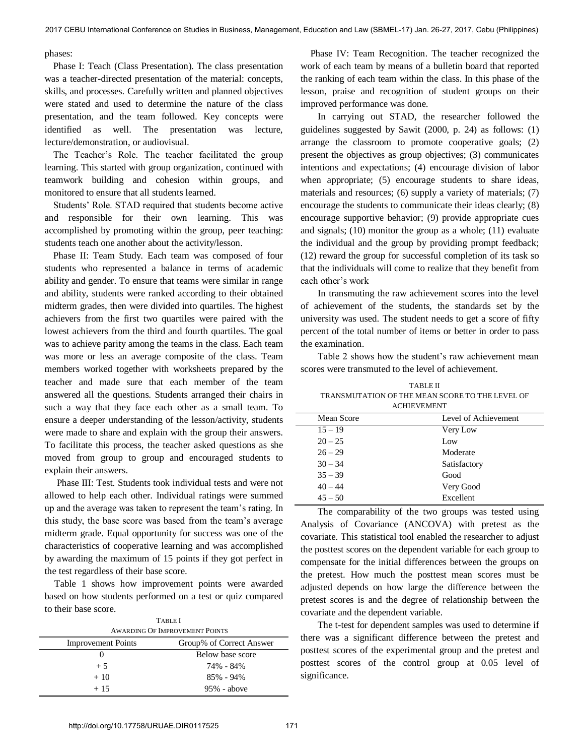phases:

Phase I: Teach (Class Presentation). The class presentation was a teacher-directed presentation of the material: concepts, skills, and processes. Carefully written and planned objectives were stated and used to determine the nature of the class presentation, and the team followed. Key concepts were identified as well. The presentation was lecture, lecture/demonstration, or audiovisual.

The Teacher's Role. The teacher facilitated the group learning. This started with group organization, continued with teamwork building and cohesion within groups, and monitored to ensure that all students learned.

Students' Role. STAD required that students become active and responsible for their own learning. This was accomplished by promoting within the group, peer teaching: students teach one another about the activity/lesson.

Phase II: Team Study. Each team was composed of four students who represented a balance in terms of academic ability and gender. To ensure that teams were similar in range and ability, students were ranked according to their obtained midterm grades, then were divided into quartiles. The highest achievers from the first two quartiles were paired with the lowest achievers from the third and fourth quartiles. The goal was to achieve parity among the teams in the class. Each team was more or less an average composite of the class. Team members worked together with worksheets prepared by the teacher and made sure that each member of the team answered all the questions. Students arranged their chairs in such a way that they face each other as a small team. To ensure a deeper understanding of the lesson/activity, students were made to share and explain with the group their answers. To facilitate this process, the teacher asked questions as she moved from group to group and encouraged students to explain their answers.

Phase III: Test. Students took individual tests and were not allowed to help each other. Individual ratings were summed up and the average was taken to represent the team's rating. In this study, the base score was based from the team's average midterm grade. Equal opportunity for success was one of the characteristics of cooperative learning and was accomplished by awarding the maximum of 15 points if they got perfect in the test regardless of their base score.

Table 1 shows how improvement points were awarded based on how students performed on a test or quiz compared to their base score.

TABLE I
AWARDING OF IMPROVEMENT POINTS

| Improvement Points | Group% of Correct Answer |
|---|---|
| 0 | Below base score |
| + 5 | 74% - 84% |
| + 10 | 85% - 94% |
| + 15 | 95% - above |

Phase IV: Team Recognition. The teacher recognized the work of each team by means of a bulletin board that reported the ranking of each team within the class. In this phase of the lesson, praise and recognition of student groups on their improved performance was done.

In carrying out STAD, the researcher followed the guidelines suggested by Sawit (2000, p. 24) as follows: (1) arrange the classroom to promote cooperative goals; (2) present the objectives as group objectives; (3) communicates intentions and expectations; (4) encourage division of labor when appropriate; (5) encourage students to share ideas, materials and resources; (6) supply a variety of materials; (7) encourage the students to communicate their ideas clearly; (8) encourage supportive behavior; (9) provide appropriate cues and signals; (10) monitor the group as a whole; (11) evaluate the individual and the group by providing prompt feedback; (12) reward the group for successful completion of its task so that the individuals will come to realize that they benefit from each other's work

In transmuting the raw achievement scores into the level of achievement of the students, the standards set by the university was used. The student needs to get a score of fifty percent of the total number of items or better in order to pass the examination.

Table 2 shows how the student's raw achievement mean scores were transmuted to the level of achievement.

TABLE II
TRANSMUTATION OF THE MEAN SCORE TO THE LEVEL OF ACHIEVEMENT

| Mean Score | Level of Achievement |
|---|---|
| 15 – 19 | Very Low |
| 20 – 25 | Low |
| 26 – 29 | Moderate |
| 30 – 34 | Satisfactory |
| 35 – 39 | Good |
| 40 – 44 | Very Good |
| 45 – 50 | Excellent |

The comparability of the two groups was tested using Analysis of Covariance (ANCOVA) with pretest as the covariate. This statistical tool enabled the researcher to adjust the posttest scores on the dependent variable for each group to compensate for the initial differences between the groups on the pretest. How much the posttest mean scores must be adjusted depends on how large the difference between the pretest scores is and the degree of relationship between the covariate and the dependent variable.

The t-test for dependent samples was used to determine if there was a significant difference between the pretest and posttest scores of the experimental group and the pretest and posttest scores of the control group at 0.05 level of significance.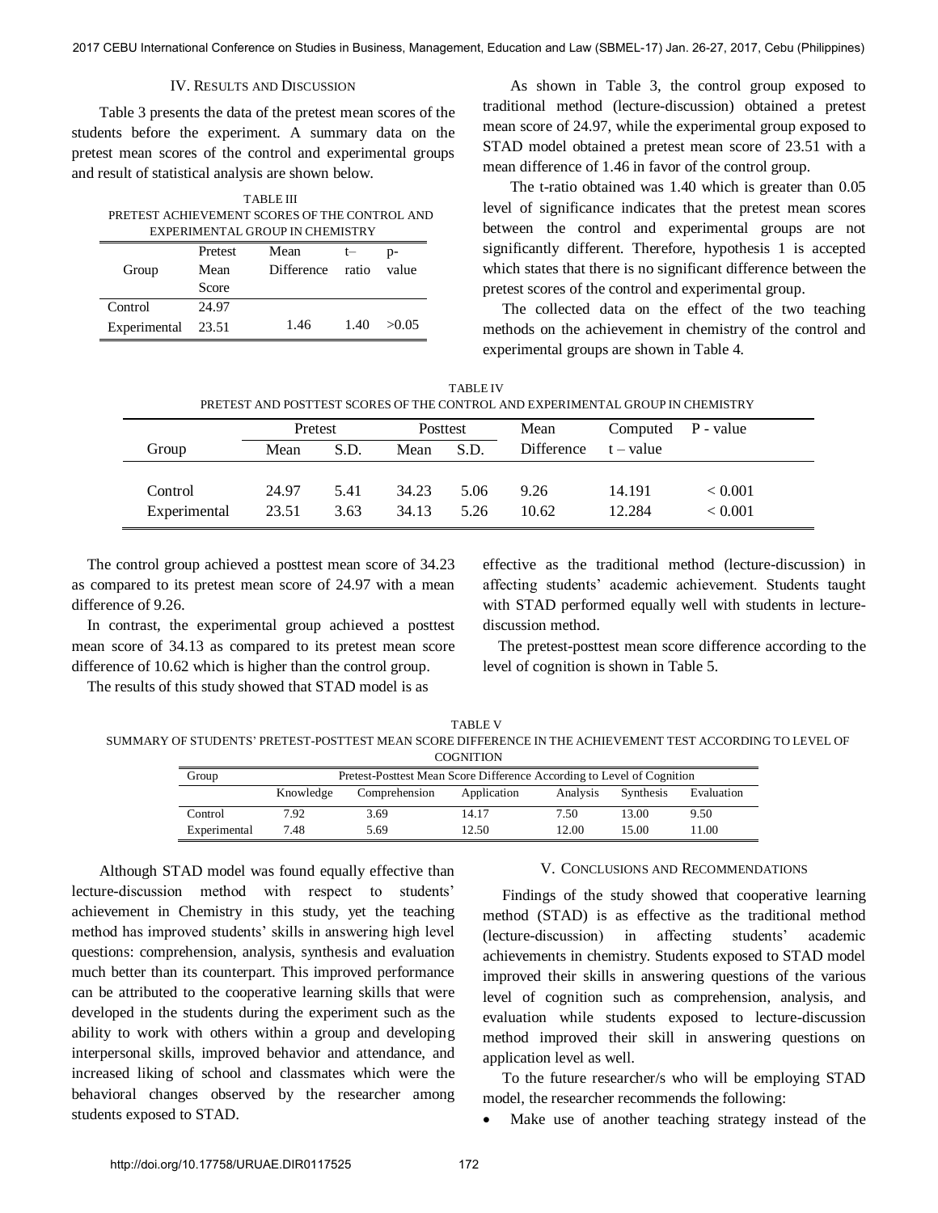## IV. Results and Discussion

Table 3 presents the data of the pretest mean scores of the students before the experiment. A summary data on the pretest mean scores of the control and experimental groups and result of statistical analysis are shown below.

TABLE III
PRETEST ACHIEVEMENT SCORES OF THE CONTROL AND EXPERIMENTAL GROUP IN CHEMISTRY

| Group | Pretest Mean Score | Mean Difference | t– ratio | p- value |
|---|---|---|---|---|
| Control | 24.97 | | | |
| Experimental | 23.51 | 1.46 | 1.40 | >0.05 |

As shown in Table 3, the control group exposed to traditional method (lecture-discussion) obtained a pretest mean score of 24.97, while the experimental group exposed to STAD model obtained a pretest mean score of 23.51 with a mean difference of 1.46 in favor of the control group.

The t-ratio obtained was 1.40 which is greater than 0.05 level of significance indicates that the pretest mean scores between the control and experimental groups are not significantly different. Therefore, hypothesis 1 is accepted which states that there is no significant difference between the pretest scores of the control and experimental group.

The collected data on the effect of the two teaching methods on the achievement in chemistry of the control and experimental groups are shown in Table 4.

TABLE IV
PRETEST AND POSTTEST SCORES OF THE CONTROL AND EXPERIMENTAL GROUP IN CHEMISTRY

| Group | Pretest | | Posttest | | Mean Difference | Computed t – value | P - value |
|---|---|---|---|---|---|---|---|
| | Mean | S.D. | Mean | S.D. | | | |
| Control | 24.97 | 5.41 | 34.23 | 5.06 | 9.26 | 14.191 | < 0.001 |
| Experimental | 23.51 | 3.63 | 34.13 | 5.26 | 10.62 | 12.284 | < 0.001 |

The control group achieved a posttest mean score of 34.23 as compared to its pretest mean score of 24.97 with a mean difference of 9.26.

In contrast, the experimental group achieved a posttest mean score of 34.13 as compared to its pretest mean score difference of 10.62 which is higher than the control group.

The results of this study showed that STAD model is as effective as the traditional method (lecture-discussion) in affecting students' academic achievement. Students taught with STAD performed equally well with students in lecture-discussion method.

The pretest-posttest mean score difference according to the level of cognition is shown in Table 5.

TABLE V
SUMMARY OF STUDENTS' PRETEST-POSTTEST MEAN SCORE DIFFERENCE IN THE ACHIEVEMENT TEST ACCORDING TO LEVEL OF COGNITION

| Group | Pretest-Posttest Mean Score Difference According to Level of Cognition | | | | | |
|---|---|---|---|---|---|---|
| | Knowledge | Comprehension | Application | Analysis | Synthesis | Evaluation |
| Control | 7.92 | 3.69 | 14.17 | 7.50 | 13.00 | 9.50 |
| Experimental | 7.48 | 5.69 | 12.50 | 12.00 | 15.00 | 11.00 |

Although STAD model was found equally effective than lecture-discussion method with respect to students' achievement in Chemistry in this study, yet the teaching method has improved students' skills in answering high level questions: comprehension, analysis, synthesis and evaluation much better than its counterpart. This improved performance can be attributed to the cooperative learning skills that were developed in the students during the experiment such as the ability to work with others within a group and developing interpersonal skills, improved behavior and attendance, and increased liking of school and classmates which were the behavioral changes observed by the researcher among students exposed to STAD.

## V. Conclusions and Recommendations

Findings of the study showed that cooperative learning method (STAD) is as effective as the traditional method (lecture-discussion) in affecting students' academic achievements in chemistry. Students exposed to STAD model improved their skills in answering questions of the various level of cognition such as comprehension, analysis, and evaluation while students exposed to lecture-discussion method improved their skill in answering questions on application level as well.

To the future researcher/s who will be employing STAD model, the researcher recommends the following:

- Make use of another teaching strategy instead of the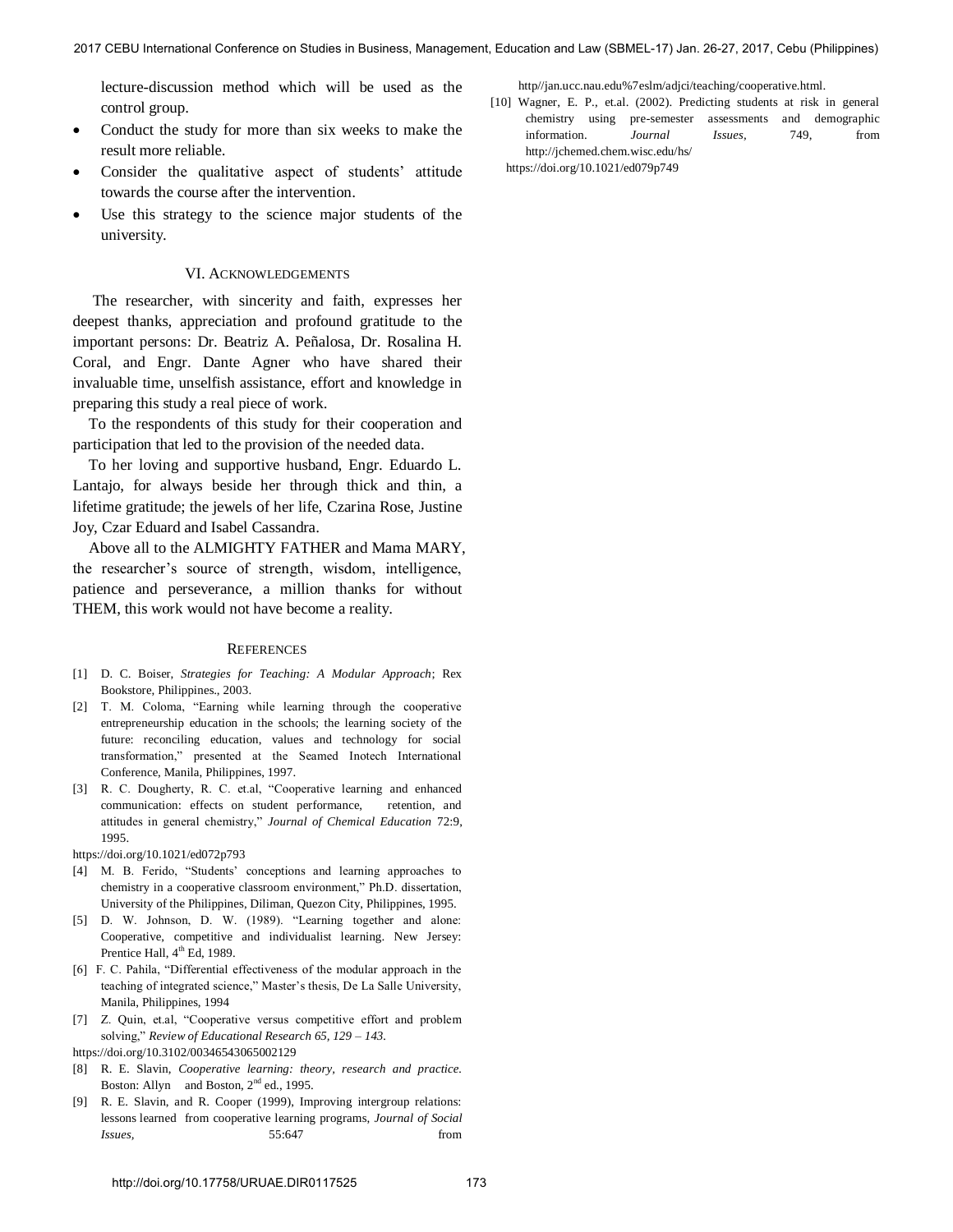lecture-discussion method which will be used as the control group.

- Conduct the study for more than six weeks to make the result more reliable.
- Consider the qualitative aspect of students' attitude towards the course after the intervention.
- Use this strategy to the science major students of the university.

## VI. Acknowledgements

The researcher, with sincerity and faith, expresses her deepest thanks, appreciation and profound gratitude to the important persons: Dr. Beatriz A. Peñalosa, Dr. Rosalina H. Coral, and Engr. Dante Agner who have shared their invaluable time, unselfish assistance, effort and knowledge in preparing this study a real piece of work.

To the respondents of this study for their cooperation and participation that led to the provision of the needed data.

To her loving and supportive husband, Engr. Eduardo L. Lantajo, for always beside her through thick and thin, a lifetime gratitude; the jewels of her life, Czarina Rose, Justine Joy, Czar Eduard and Isabel Cassandra.

Above all to the ALMIGHTY FATHER and Mama MARY, the researcher's source of strength, wisdom, intelligence, patience and perseverance, a million thanks for without THEM, this work would not have become a reality.

## References

[1] D. C. Boiser, *Strategies for Teaching: A Modular Approach*; Rex Bookstore, Philippines., 2003.

[2] T. M. Coloma, "Earning while learning through the cooperative entrepreneurship education in the schools; the learning society of the future: reconciling education, values and technology for social transformation," presented at the Seamed Inotech International Conference, Manila, Philippines, 1997.

[3] R. C. Dougherty, R. C. et.al, "Cooperative learning and enhanced communication: effects on student performance, retention, and attitudes in general chemistry," *Journal of Chemical Education* 72:9, 1995.
https://doi.org/10.1021/ed072p793

[4] M. B. Ferido, "Students' conceptions and learning approaches to chemistry in a cooperative classroom environment," Ph.D. dissertation, University of the Philippines, Diliman, Quezon City, Philippines, 1995.

[5] D. W. Johnson, D. W. (1989). "Learning together and alone: Cooperative, competitive and individualist learning. New Jersey: Prentice Hall, 4th Ed, 1989.

[6] F. C. Pahila, "Differential effectiveness of the modular approach in the teaching of integrated science," Master's thesis, De La Salle University, Manila, Philippines, 1994

[7] Z. Quin, et.al, "Cooperative versus competitive effort and problem solving," *Review of Educational Research 65, 129 – 143.*
https://doi.org/10.3102/00346543065002129

[8] R. E. Slavin, *Cooperative learning: theory, research and practice.* Boston: Allyn and Boston, 2nd ed., 1995.

[9] R. E. Slavin, and R. Cooper (1999), Improving intergroup relations: lessons learned from cooperative learning programs, *Journal of Social Issues,* 55:647 from http//jan.ucc.nau.edu%7eslm/adjci/teaching/cooperative.html.

[10] Wagner, E. P., et.al. (2002). Predicting students at risk in general chemistry using pre-semester assessments and demographic information. *Journal Issues,* 749, from http://jchemed.chem.wisc.edu/hs/
https://doi.org/10.1021/ed079p749